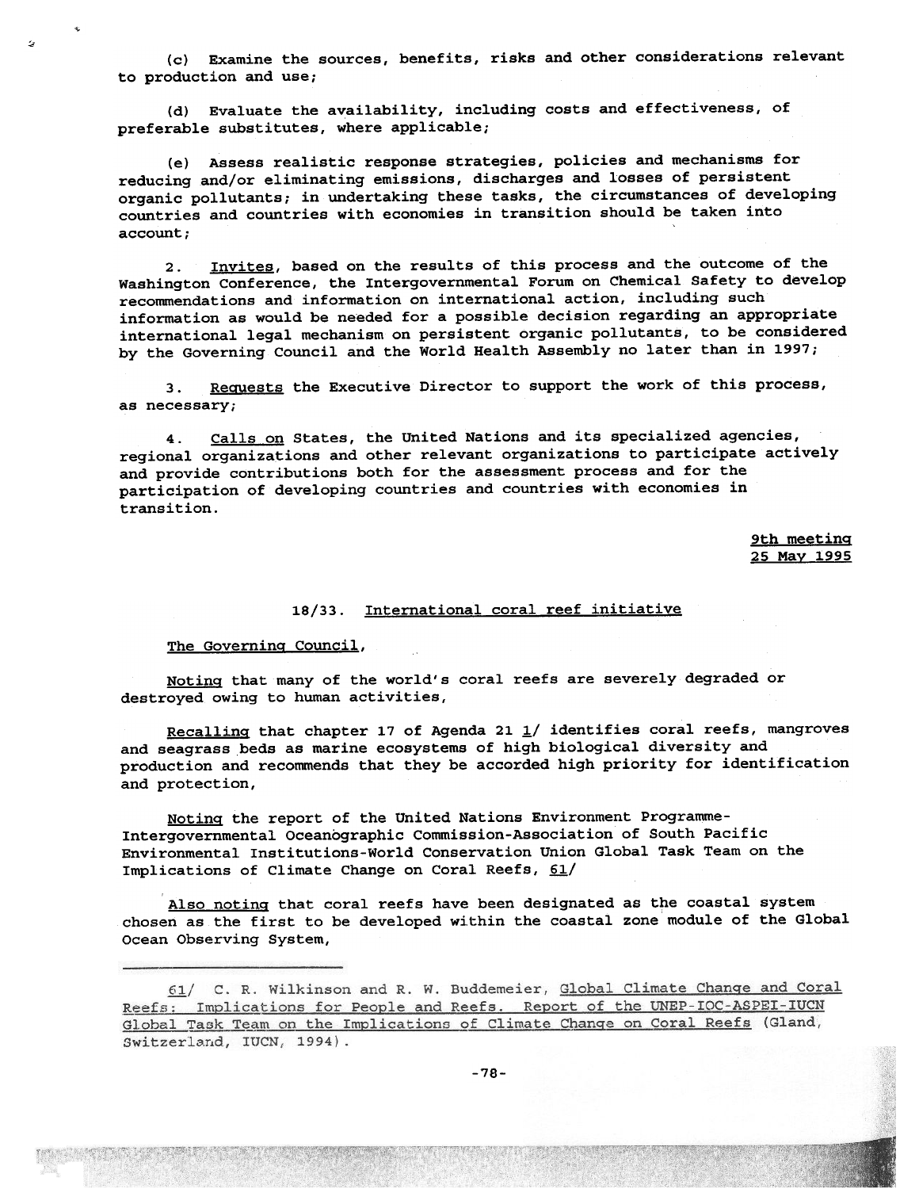(c) Examine the sources, benefits, risks and other considerations relevant to production and use;

(d) Evaluate the availability, including costs and effectiveness, of preferable substitutes, where applicable;

(e) Assess realistic response strategies, policies and mechanisms for reducing and/or eliminating emissions, discharges and losses of persistent organic pollutants; in undertaking these tasks, the circumstances of developing countries and countries with economies in transition should be taken into account;

2. Invites, based on the results of this process and the outcome of the Washington Conference, the Intergovernmental Forum on Chemical Safety to develop recommendations and information on international action, including such information as would be needed for a possible decision regarding an appropriate international legal mechanism on persistent organic pollutants, to be considered by the Governing Council and the World Health Assembly no later than in 1997;

3. Requests the Executive Director to support the work of this process, as necessary;

4. Calls on States, the United Nations and its specialized agencies, regional organizations and other relevant organizations to participate actively and provide contributions both for the assessment process and for the participation of developing countries and countries with economies in transition.

9th meeting
25 May 1995

### 18/33. International coral reef initiative

The Governing Council,

Noting that many of the world's coral reefs are severely degraded or destroyed owing to human activities,

Recalling that chapter 17 of Agenda 21 1/ identifies coral reefs, mangroves and seagrass beds as marine ecosystems of high biological diversity and production and recommends that they be accorded high priority for identification and protection,

Noting the report of the United Nations Environment Programme-Intergovernmental Oceanographic Commission-Association of South Pacific Environmental Institutions-World Conservation Union Global Task Team on the Implications of Climate Change on Coral Reefs, 61/

Also noting that coral reefs have been designated as the coastal system chosen as the first to be developed within the coastal zone module of the Global Ocean Observing System,

---

61/ C. R. Wilkinson and R. W. Buddemeier, Global Climate Change and Coral Reefs: Implications for People and Reefs. Report of the UNEP-IOC-ASPEI-IUCN Global Task Team on the Implications of Climate Change on Coral Reefs (Gland, Switzerland, IUCN, 1994).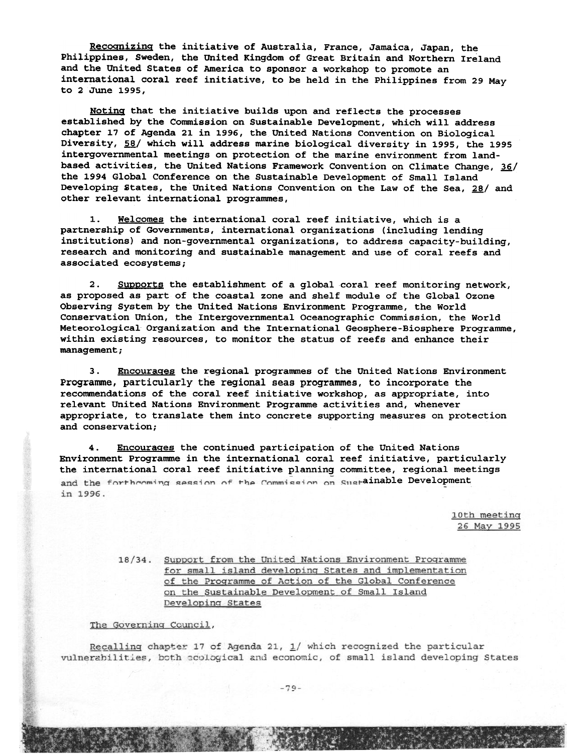*Recognizing* the initiative of Australia, France, Jamaica, Japan, the Philippines, Sweden, the United Kingdom of Great Britain and Northern Ireland and the United States of America to sponsor a workshop to promote an international coral reef initiative, to be held in the Philippines from 29 May to 2 June 1995,

*Noting* that the initiative builds upon and reflects the processes established by the Commission on Sustainable Development, which will address chapter 17 of Agenda 21 in 1996, the United Nations Convention on Biological Diversity, 58/ which will address marine biological diversity in 1995, the 1995 intergovernmental meetings on protection of the marine environment from land-based activities, the United Nations Framework Convention on Climate Change, 36/ the 1994 Global Conference on the Sustainable Development of Small Island Developing States, the United Nations Convention on the Law of the Sea, 28/ and other relevant international programmes,

1. *Welcomes* the international coral reef initiative, which is a partnership of Governments, international organizations (including lending institutions) and non-governmental organizations, to address capacity-building, research and monitoring and sustainable management and use of coral reefs and associated ecosystems;

2. *Supports* the establishment of a global coral reef monitoring network, as proposed as part of the coastal zone and shelf module of the Global Ozone Observing System by the United Nations Environment Programme, the World Conservation Union, the Intergovernmental Oceanographic Commission, the World Meteorological Organization and the International Geosphere-Biosphere Programme, within existing resources, to monitor the status of reefs and enhance their management;

3. *Encourages* the regional programmes of the United Nations Environment Programme, particularly the regional seas programmes, to incorporate the recommendations of the coral reef initiative workshop, as appropriate, into relevant United Nations Environment Programme activities and, whenever appropriate, to translate them into concrete supporting measures on protection and conservation;

4. *Encourages* the continued participation of the United Nations Environment Programme in the international coral reef initiative, particularly the international coral reef initiative planning committee, regional meetings and the forthcoming session of the Commission on Sustainable Development in 1996.

10th meeting
26 May 1995

18/34. Support from the United Nations Environment Programme for small island developing States and implementation of the Programme of Action of the Global Conference on the Sustainable Development of Small Island Developing States

The Governing Council,

*Recalling* chapter 17 of Agenda 21, 1/ which recognized the particular vulnerabilities, both ecological and economic, of small island developing States